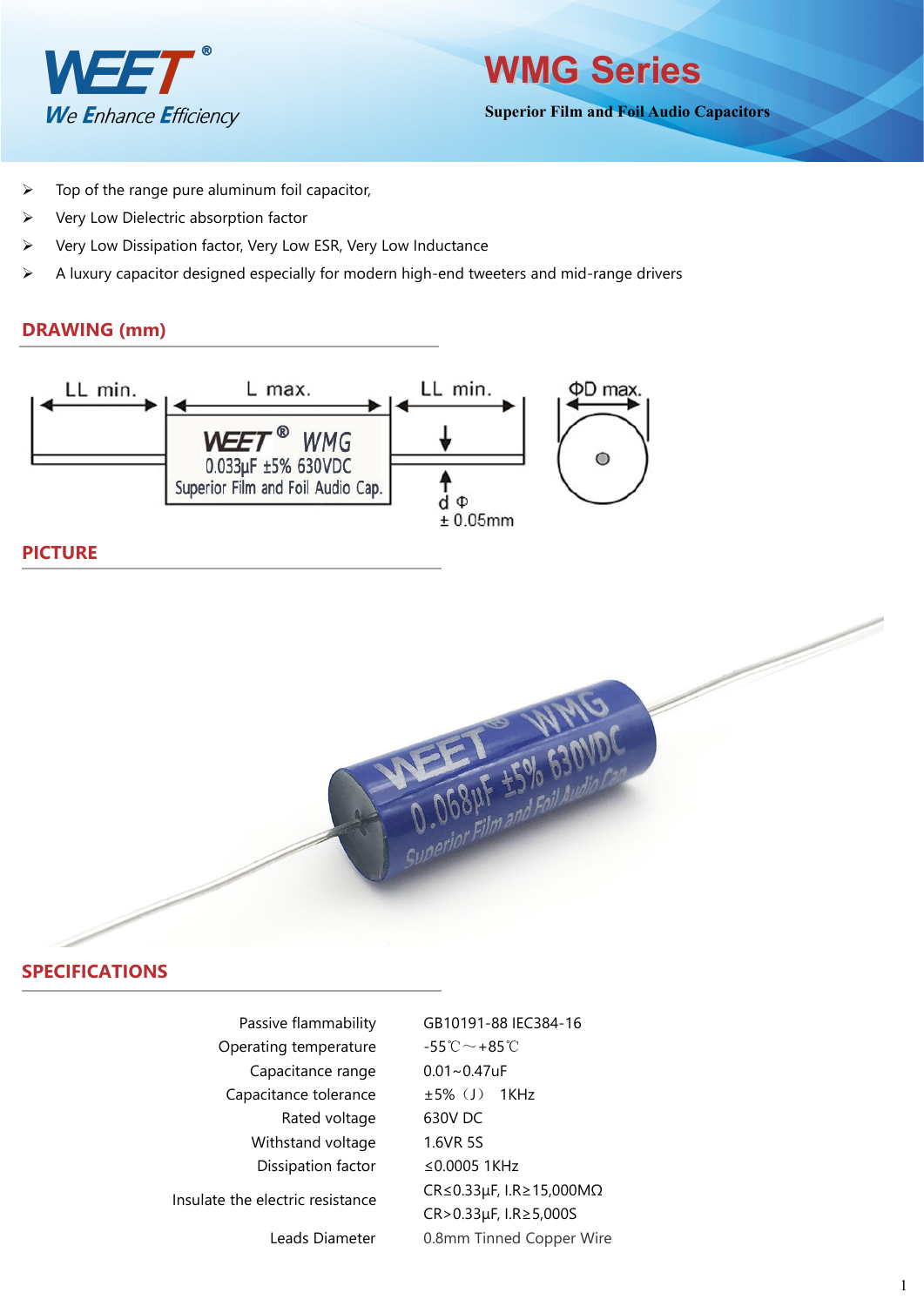WEET®

We Enhance Efficiency

# WMG Series

**Superior Film and Foil Audio Capacitors**

- Top of the range pure aluminum foil capacitor,
- Very Low Dielectric absorption factor
- Very Low Dissipation factor, Very Low ESR, Very Low Inductance
- A luxury capacitor designed especially for modern high-end tweeters and mid-range drivers

## DRAWING (mm)

LL min. | L max. | LL min. | ΦD max.

WEET® WMG
0.033µF ±5% 630VDC
Superior Film and Foil Audio Cap.

d Φ ± 0.05mm

## PICTURE

## SPECIFICATIONS

| | |
|---|---|
| Passive flammability | GB10191-88 IEC384-16 |
| Operating temperature | -55℃～+85℃ |
| Capacitance range | 0.01~0.47uF |
| Capacitance tolerance | ±5%（J） 1KHz |
| Rated voltage | 630V DC |
| Withstand voltage | 1.6VR 5S |
| Dissipation factor | ≤0.0005 1KHz |
| Insulate the electric resistance | CR≤0.33µF, I.R≥15,000MΩ<br>CR>0.33µF, I.R≥5,000S |
| Leads Diameter | 0.8mm Tinned Copper Wire |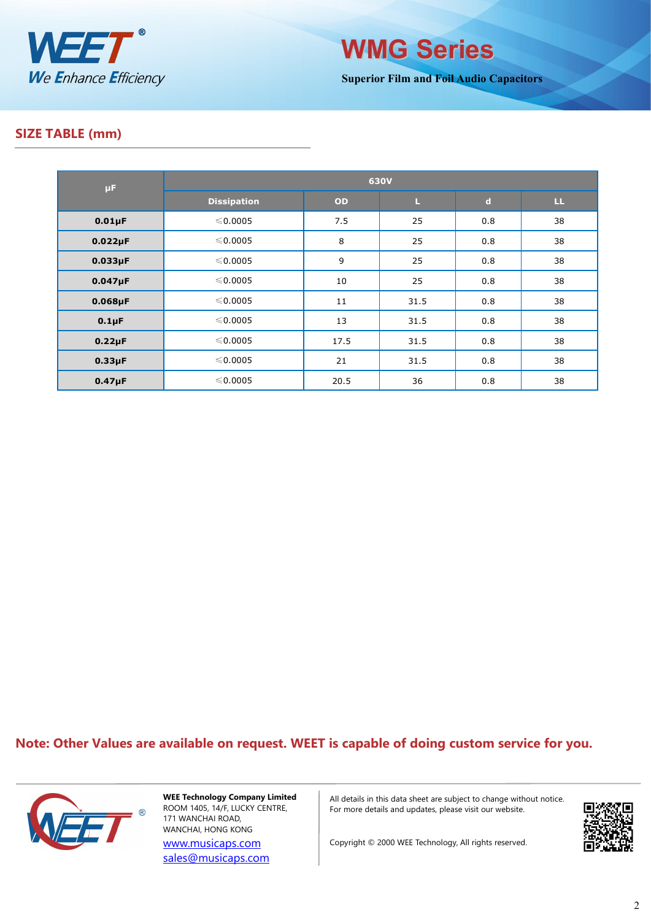## SIZE TABLE (mm)

| µF | 630V | | | | |
|---|---|---|---|---|---|
| | Dissipation | OD | L | d | LL |
| 0.01µF | ≤0.0005 | 7.5 | 25 | 0.8 | 38 |
| 0.022µF | ≤0.0005 | 8 | 25 | 0.8 | 38 |
| 0.033µF | ≤0.0005 | 9 | 25 | 0.8 | 38 |
| 0.047µF | ≤0.0005 | 10 | 25 | 0.8 | 38 |
| 0.068µF | ≤0.0005 | 11 | 31.5 | 0.8 | 38 |
| 0.1µF | ≤0.0005 | 13 | 31.5 | 0.8 | 38 |
| 0.22µF | ≤0.0005 | 17.5 | 31.5 | 0.8 | 38 |
| 0.33µF | ≤0.0005 | 21 | 31.5 | 0.8 | 38 |
| 0.47µF | ≤0.0005 | 20.5 | 36 | 0.8 | 38 |

**Note: Other Values are available on request. WEET is capable of doing custom service for you.**